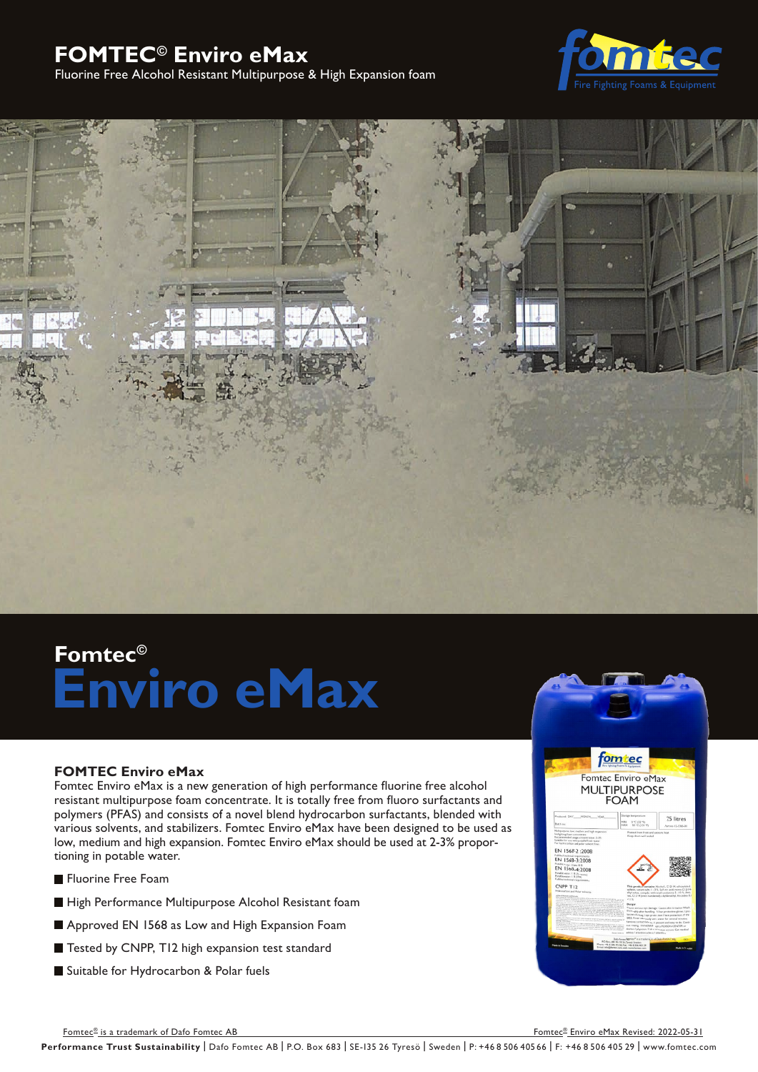# FOMTEC© Enviro eMax

Fluorine Free Alcohol Resistant Multipurpose & High Expansion foam

## Fomtec© Enviro eMax

### FOMTEC Enviro eMax

Fomtec Enviro eMax is a new generation of high performance fluorine free alcohol resistant multipurpose foam concentrate. It is totally free from fluoro surfactants and polymers (PFAS) and consists of a novel blend hydrocarbon surfactants, blended with various solvents, and stabilizers. Fomtec Enviro eMax have been designed to be used as low, medium and high expansion. Fomtec Enviro eMax should be used at 2-3% proportioning in potable water.

- Fluorine Free Foam
- High Performance Multipurpose Alcohol Resistant foam
- Approved EN 1568 as Low and High Expansion Foam
- Tested by CNPP, T12 high expansion test standard
- Suitable for Hydrocarbon & Polar fuels

Fomtec© is a trademark of Dafo Fomtec AB

Fomtec© Enviro eMax Revised: 2022-05-31

**Performance Trust Sustainability** | Dafo Fomtec AB | P.O. Box 683 | SE-135 26 Tyresö | Sweden | P: +46 8 506 405 66 | F: +46 8 506 405 29 | www.fomtec.com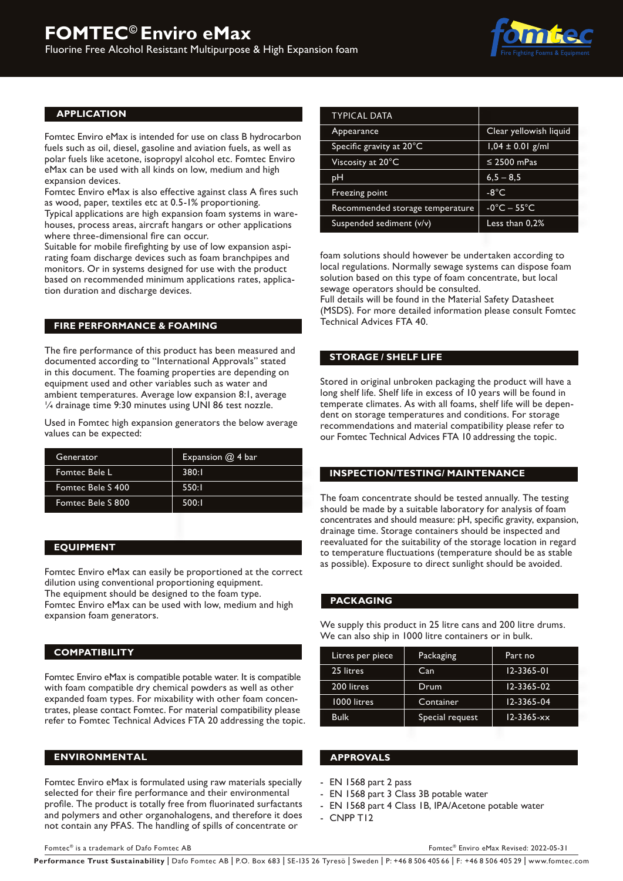# FOMTEC© Enviro eMax

Fluorine Free Alcohol Resistant Multipurpose & High Expansion foam

## APPLICATION

Fomtec Enviro eMax is intended for use on class B hydrocarbon fuels such as oil, diesel, gasoline and aviation fuels, as well as polar fuels like acetone, isopropyl alcohol etc. Fomtec Enviro eMax can be used with all kinds on low, medium and high expansion devices.
Fomtec Enviro eMax is also effective against class A fires such as wood, paper, textiles etc at 0.5-1% proportioning.
Typical applications are high expansion foam systems in warehouses, process areas, aircraft hangars or other applications where three-dimensional fire can occur.
Suitable for mobile firefighting by use of low expansion aspirating foam discharge devices such as foam branchpipes and monitors. Or in systems designed for use with the product based on recommended minimum applications rates, application duration and discharge devices.

## FIRE PERFORMANCE & FOAMING

The fire performance of this product has been measured and documented according to "International Approvals" stated in this document. The foaming properties are depending on equipment used and other variables such as water and ambient temperatures. Average low expansion 8:1, average ¼ drainage time 9:30 minutes using UNI 86 test nozzle.

Used in Fomtec high expansion generators the below average values can be expected:

| Generator | Expansion @ 4 bar |
|---|---|
| Fomtec Bele L | 380:1 |
| Fomtec Bele S 400 | 550:1 |
| Fomtec Bele S 800 | 500:1 |

## EQUIPMENT

Fomtec Enviro eMax can easily be proportioned at the correct dilution using conventional proportioning equipment.
The equipment should be designed to the foam type.
Fomtec Enviro eMax can be used with low, medium and high expansion foam generators.

## COMPATIBILITY

Fomtec Enviro eMax is compatible potable water. It is compatible with foam compatible dry chemical powders as well as other expanded foam types. For mixability with other foam concentrates, please contact Fomtec. For material compatibility please refer to Fomtec Technical Advices FTA 20 addressing the topic.

## ENVIRONMENTAL

Fomtec Enviro eMax is formulated using raw materials specially selected for their fire performance and their environmental profile. The product is totally free from fluorinated surfactants and polymers and other organohalogens, and therefore it does not contain any PFAS. The handling of spills of concentrate or foam solutions should however be undertaken according to local regulations. Normally sewage systems can dispose foam solution based on this type of foam concentrate, but local sewage operators should be consulted.
Full details will be found in the Material Safety Datasheet (MSDS). For more detailed information please consult Fomtec Technical Advices FTA 40.

| TYPICAL DATA | |
|---|---|
| Appearance | Clear yellowish liquid |
| Specific gravity at 20°C | 1,04 ± 0.01 g/ml |
| Viscosity at 20°C | ≤ 2500 mPas |
| pH | 6,5 – 8,5 |
| Freezing point | -8°C |
| Recommended storage temperature | -0°C – 55°C |
| Suspended sediment (v/v) | Less than 0,2% |

## STORAGE / SHELF LIFE

Stored in original unbroken packaging the product will have a long shelf life. Shelf life in excess of 10 years will be found in temperate climates. As with all foams, shelf life will be dependent on storage temperatures and conditions. For storage recommendations and material compatibility please refer to our Fomtec Technical Advices FTA 10 addressing the topic.

## INSPECTION/TESTING/ MAINTENANCE

The foam concentrate should be tested annually. The testing should be made by a suitable laboratory for analysis of foam concentrates and should measure: pH, specific gravity, expansion, drainage time. Storage containers should be inspected and reevaluated for the suitability of the storage location in regard to temperature fluctuations (temperature should be as stable as possible). Exposure to direct sunlight should be avoided.

## PACKAGING

We supply this product in 25 litre cans and 200 litre drums. We can also ship in 1000 litre containers or in bulk.

| Litres per piece | Packaging | Part no |
|---|---|---|
| 25 litres | Can | 12-3365-01 |
| 200 litres | Drum | 12-3365-02 |
| 1000 litres | Container | 12-3365-04 |
| Bulk | Special request | 12-3365-xx |

## APPROVALS

- EN 1568 part 2 pass
- EN 1568 part 3 Class 3B potable water
- EN 1568 part 4 Class 1B, IPA/Acetone potable water
- CNPP T12

Fomtec® is a trademark of Dafo Fomtec AB

Fomtec® Enviro eMax Revised: 2022-05-31

**Performance Trust Sustainability** | Dafo Fomtec AB | P.O. Box 683 | SE-135 26 Tyresö | Sweden | P: +46 8 506 405 66 | F: +46 8 506 405 29 | www.fomtec.com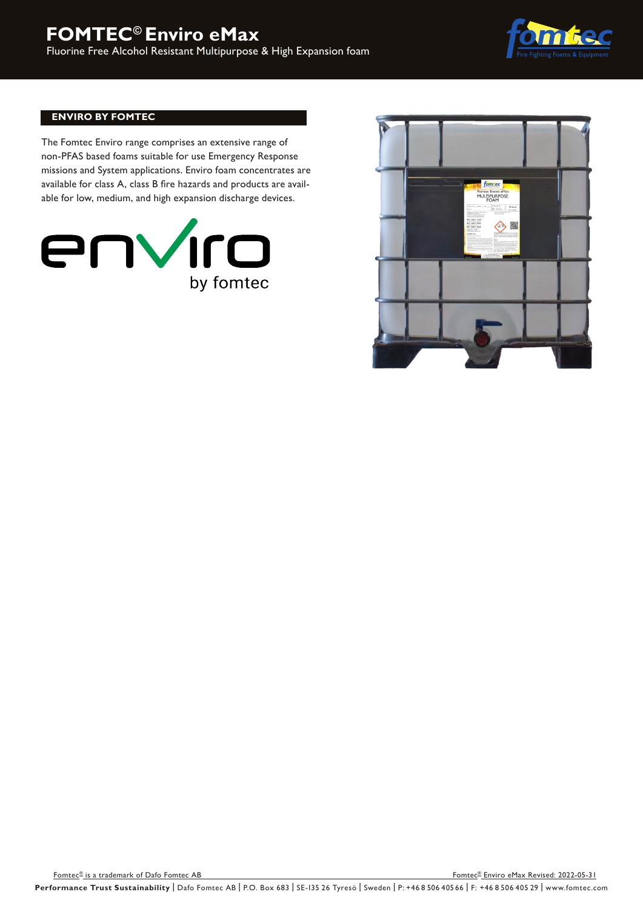## ENVIRO BY FOMTEC

The Fomtec Enviro range comprises an extensive range of non-PFAS based foams suitable for use Emergency Response missions and System applications. Enviro foam concentrates are available for class A, class B fire hazards and products are available for low, medium, and high expansion discharge devices.